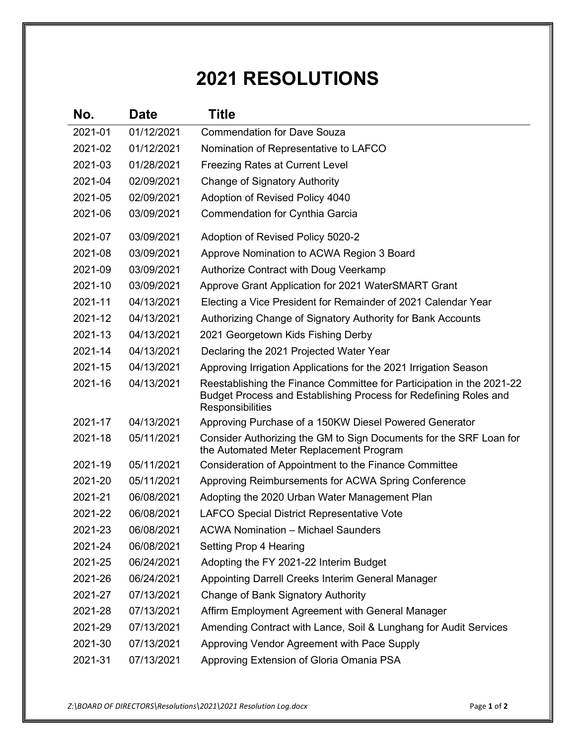# 2021 RESOLUTIONS

| No. | Date | Title |
|---|---|---|
| 2021-01 | 01/12/2021 | Commendation for Dave Souza |
| 2021-02 | 01/12/2021 | Nomination of Representative to LAFCO |
| 2021-03 | 01/28/2021 | Freezing Rates at Current Level |
| 2021-04 | 02/09/2021 | Change of Signatory Authority |
| 2021-05 | 02/09/2021 | Adoption of Revised Policy 4040 |
| 2021-06 | 03/09/2021 | Commendation for Cynthia Garcia |
| 2021-07 | 03/09/2021 | Adoption of Revised Policy 5020-2 |
| 2021-08 | 03/09/2021 | Approve Nomination to ACWA Region 3 Board |
| 2021-09 | 03/09/2021 | Authorize Contract with Doug Veerkamp |
| 2021-10 | 03/09/2021 | Approve Grant Application for 2021 WaterSMART Grant |
| 2021-11 | 04/13/2021 | Electing a Vice President for Remainder of 2021 Calendar Year |
| 2021-12 | 04/13/2021 | Authorizing Change of Signatory Authority for Bank Accounts |
| 2021-13 | 04/13/2021 | 2021 Georgetown Kids Fishing Derby |
| 2021-14 | 04/13/2021 | Declaring the 2021 Projected Water Year |
| 2021-15 | 04/13/2021 | Approving Irrigation Applications for the 2021 Irrigation Season |
| 2021-16 | 04/13/2021 | Reestablishing the Finance Committee for Participation in the 2021-22 Budget Process and Establishing Process for Redefining Roles and Responsibilities |
| 2021-17 | 04/13/2021 | Approving Purchase of a 150KW Diesel Powered Generator |
| 2021-18 | 05/11/2021 | Consider Authorizing the GM to Sign Documents for the SRF Loan for the Automated Meter Replacement Program |
| 2021-19 | 05/11/2021 | Consideration of Appointment to the Finance Committee |
| 2021-20 | 05/11/2021 | Approving Reimbursements for ACWA Spring Conference |
| 2021-21 | 06/08/2021 | Adopting the 2020 Urban Water Management Plan |
| 2021-22 | 06/08/2021 | LAFCO Special District Representative Vote |
| 2021-23 | 06/08/2021 | ACWA Nomination – Michael Saunders |
| 2021-24 | 06/08/2021 | Setting Prop 4 Hearing |
| 2021-25 | 06/24/2021 | Adopting the FY 2021-22 Interim Budget |
| 2021-26 | 06/24/2021 | Appointing Darrell Creeks Interim General Manager |
| 2021-27 | 07/13/2021 | Change of Bank Signatory Authority |
| 2021-28 | 07/13/2021 | Affirm Employment Agreement with General Manager |
| 2021-29 | 07/13/2021 | Amending Contract with Lance, Soil & Lunghang for Audit Services |
| 2021-30 | 07/13/2021 | Approving Vendor Agreement with Pace Supply |
| 2021-31 | 07/13/2021 | Approving Extension of Gloria Omania PSA |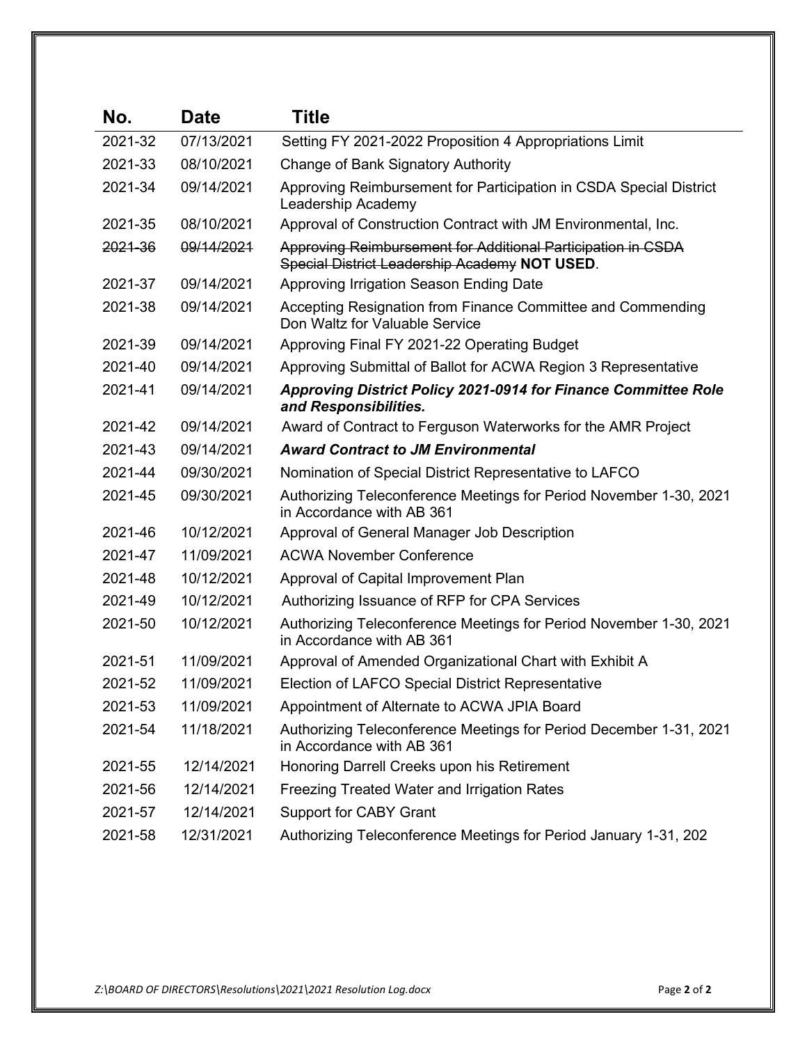| No. | Date | Title |
|---|---|---|
| 2021-32 | 07/13/2021 | Setting FY 2021-2022 Proposition 4 Appropriations Limit |
| 2021-33 | 08/10/2021 | Change of Bank Signatory Authority |
| 2021-34 | 09/14/2021 | Approving Reimbursement for Participation in CSDA Special District Leadership Academy |
| 2021-35 | 08/10/2021 | Approval of Construction Contract with JM Environmental, Inc. |
| ~~2021-36~~ | ~~09/14/2021~~ | ~~Approving Reimbursement for Additional Participation in CSDA Special District Leadership Academy~~ **NOT USED**. |
| 2021-37 | 09/14/2021 | Approving Irrigation Season Ending Date |
| 2021-38 | 09/14/2021 | Accepting Resignation from Finance Committee and Commending Don Waltz for Valuable Service |
| 2021-39 | 09/14/2021 | Approving Final FY 2021-22 Operating Budget |
| 2021-40 | 09/14/2021 | Approving Submittal of Ballot for ACWA Region 3 Representative |
| 2021-41 | 09/14/2021 | ***Approving District Policy 2021-0914 for Finance Committee Role and Responsibilities.*** |
| 2021-42 | 09/14/2021 | Award of Contract to Ferguson Waterworks for the AMR Project |
| 2021-43 | 09/14/2021 | ***Award Contract to JM Environmental*** |
| 2021-44 | 09/30/2021 | Nomination of Special District Representative to LAFCO |
| 2021-45 | 09/30/2021 | Authorizing Teleconference Meetings for Period November 1-30, 2021 in Accordance with AB 361 |
| 2021-46 | 10/12/2021 | Approval of General Manager Job Description |
| 2021-47 | 11/09/2021 | ACWA November Conference |
| 2021-48 | 10/12/2021 | Approval of Capital Improvement Plan |
| 2021-49 | 10/12/2021 | Authorizing Issuance of RFP for CPA Services |
| 2021-50 | 10/12/2021 | Authorizing Teleconference Meetings for Period November 1-30, 2021 in Accordance with AB 361 |
| 2021-51 | 11/09/2021 | Approval of Amended Organizational Chart with Exhibit A |
| 2021-52 | 11/09/2021 | Election of LAFCO Special District Representative |
| 2021-53 | 11/09/2021 | Appointment of Alternate to ACWA JPIA Board |
| 2021-54 | 11/18/2021 | Authorizing Teleconference Meetings for Period December 1-31, 2021 in Accordance with AB 361 |
| 2021-55 | 12/14/2021 | Honoring Darrell Creeks upon his Retirement |
| 2021-56 | 12/14/2021 | Freezing Treated Water and Irrigation Rates |
| 2021-57 | 12/14/2021 | Support for CABY Grant |
| 2021-58 | 12/31/2021 | Authorizing Teleconference Meetings for Period January 1-31, 202 |

Z:\BOARD OF DIRECTORS\Resolutions\2021\2021 Resolution Log.docx